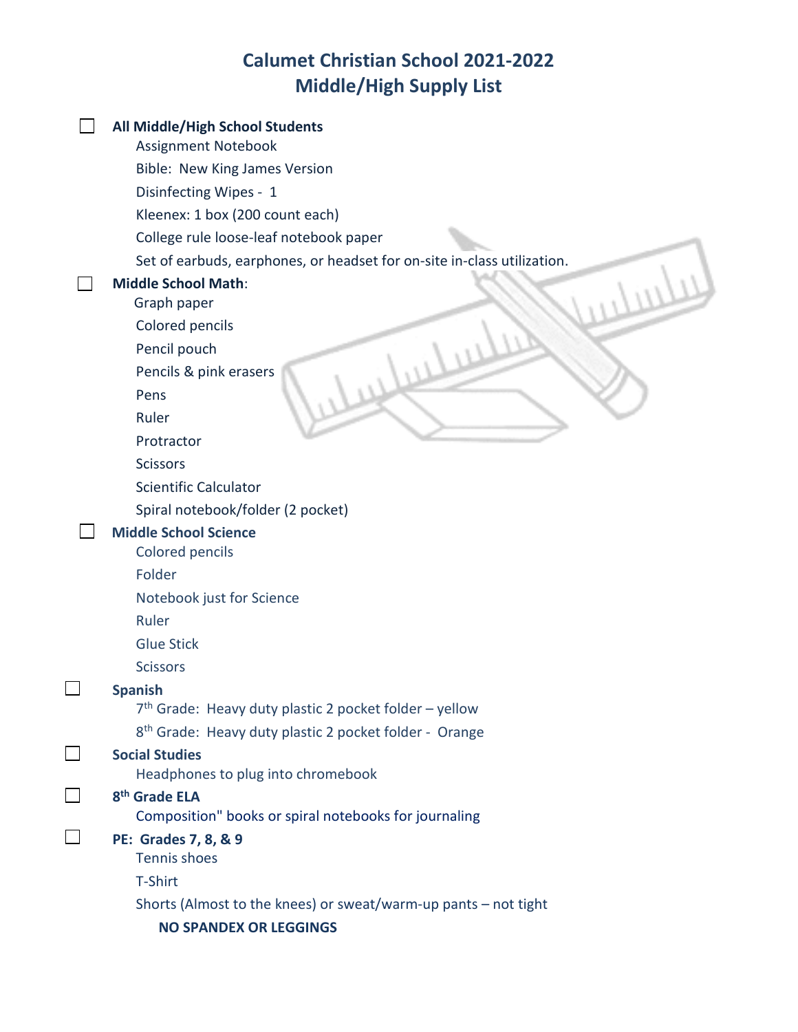# Calumet Christian School 2021-2022
# Middle/High Supply List

- [ ] **All Middle/High School Students**
  - Assignment Notebook
  - Bible: New King James Version
  - Disinfecting Wipes - 1
  - Kleenex: 1 box (200 count each)
  - College rule loose-leaf notebook paper
  - Set of earbuds, earphones, or headset for on-site in-class utilization.
- [ ] **Middle School Math**:
  - Graph paper
  - Colored pencils
  - Pencil pouch
  - Pencils & pink erasers
  - Pens
  - Ruler
  - Protractor
  - Scissors
  - Scientific Calculator
  - Spiral notebook/folder (2 pocket)
- [ ] **Middle School Science**
  - Colored pencils
  - Folder
  - Notebook just for Science
  - Ruler
  - Glue Stick
  - Scissors
- [ ] **Spanish**
  - 7th Grade: Heavy duty plastic 2 pocket folder – yellow
  - 8th Grade: Heavy duty plastic 2 pocket folder - Orange
- [ ] **Social Studies**
  - Headphones to plug into chromebook
- [ ] **8th Grade ELA**
  - Composition" books or spiral notebooks for journaling
- [ ] **PE: Grades 7, 8, & 9**
  - Tennis shoes
  - T-Shirt
  - Shorts (Almost to the knees) or sweat/warm-up pants – not tight

    **NO SPANDEX OR LEGGINGS**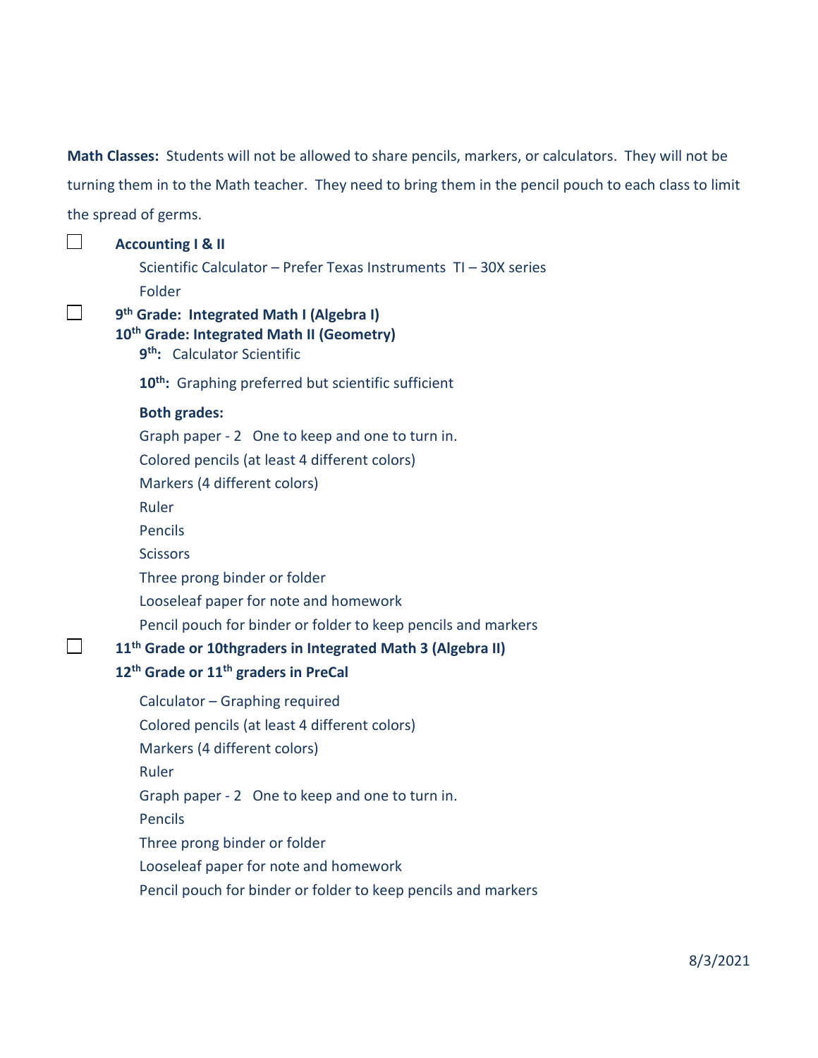**Math Classes:** Students will not be allowed to share pencils, markers, or calculators. They will not be turning them in to the Math teacher. They need to bring them in the pencil pouch to each class to limit the spread of germs.

- [ ] **Accounting I & II**
  - Scientific Calculator – Prefer Texas Instruments TI – 30X series
  - Folder
- [ ] **9th Grade: Integrated Math I (Algebra I)**
  **10th Grade: Integrated Math II (Geometry)**
  - **9th:** Calculator Scientific
  - **10th:** Graphing preferred but scientific sufficient

  **Both grades:**
  - Graph paper - 2 One to keep and one to turn in.
  - Colored pencils (at least 4 different colors)
  - Markers (4 different colors)
  - Ruler
  - Pencils
  - Scissors
  - Three prong binder or folder
  - Looseleaf paper for note and homework
  - Pencil pouch for binder or folder to keep pencils and markers
- [ ] **11th Grade or 10thgraders in Integrated Math 3 (Algebra II)**
  **12th Grade or 11th graders in PreCal**
  - Calculator – Graphing required
  - Colored pencils (at least 4 different colors)
  - Markers (4 different colors)
  - Ruler
  - Graph paper - 2 One to keep and one to turn in.
  - Pencils
  - Three prong binder or folder
  - Looseleaf paper for note and homework
  - Pencil pouch for binder or folder to keep pencils and markers

8/3/2021